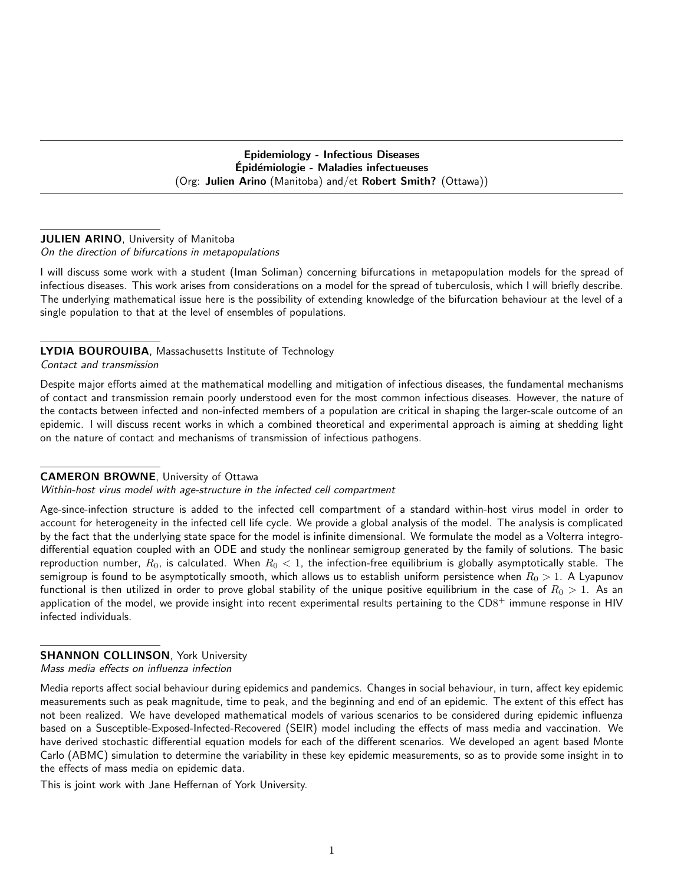## Epidemiology - Infectious Diseases
## Épidémiologie - Maladies infectueuses

(Org: **Julien Arino** (Manitoba) and/et **Robert Smith?** (Ottawa))

---

**JULIEN ARINO**, University of Manitoba
*On the direction of bifurcations in metapopulations*

I will discuss some work with a student (Iman Soliman) concerning bifurcations in metapopulation models for the spread of infectious diseases. This work arises from considerations on a model for the spread of tuberculosis, which I will briefly describe. The underlying mathematical issue here is the possibility of extending knowledge of the bifurcation behaviour at the level of a single population to that at the level of ensembles of populations.

---

**LYDIA BOUROUIBA**, Massachusetts Institute of Technology
*Contact and transmission*

Despite major efforts aimed at the mathematical modelling and mitigation of infectious diseases, the fundamental mechanisms of contact and transmission remain poorly understood even for the most common infectious diseases. However, the nature of the contacts between infected and non-infected members of a population are critical in shaping the larger-scale outcome of an epidemic. I will discuss recent works in which a combined theoretical and experimental approach is aiming at shedding light on the nature of contact and mechanisms of transmission of infectious pathogens.

---

**CAMERON BROWNE**, University of Ottawa
*Within-host virus model with age-structure in the infected cell compartment*

Age-since-infection structure is added to the infected cell compartment of a standard within-host virus model in order to account for heterogeneity in the infected cell life cycle. We provide a global analysis of the model. The analysis is complicated by the fact that the underlying state space for the model is infinite dimensional. We formulate the model as a Volterra integro-differential equation coupled with an ODE and study the nonlinear semigroup generated by the family of solutions. The basic reproduction number, $R_0$, is calculated. When $R_0 < 1$, the infection-free equilibrium is globally asymptotically stable. The semigroup is found to be asymptotically smooth, which allows us to establish uniform persistence when $R_0 > 1$. A Lyapunov functional is then utilized in order to prove global stability of the unique positive equilibrium in the case of $R_0 > 1$. As an application of the model, we provide insight into recent experimental results pertaining to the $CD8^+$ immune response in HIV infected individuals.

---

**SHANNON COLLINSON**, York University
*Mass media effects on influenza infection*

Media reports affect social behaviour during epidemics and pandemics. Changes in social behaviour, in turn, affect key epidemic measurements such as peak magnitude, time to peak, and the beginning and end of an epidemic. The extent of this effect has not been realized. We have developed mathematical models of various scenarios to be considered during epidemic influenza based on a Susceptible-Exposed-Infected-Recovered (SEIR) model including the effects of mass media and vaccination. We have derived stochastic differential equation models for each of the different scenarios. We developed an agent based Monte Carlo (ABMC) simulation to determine the variability in these key epidemic measurements, so as to provide some insight in to the effects of mass media on epidemic data.

This is joint work with Jane Heffernan of York University.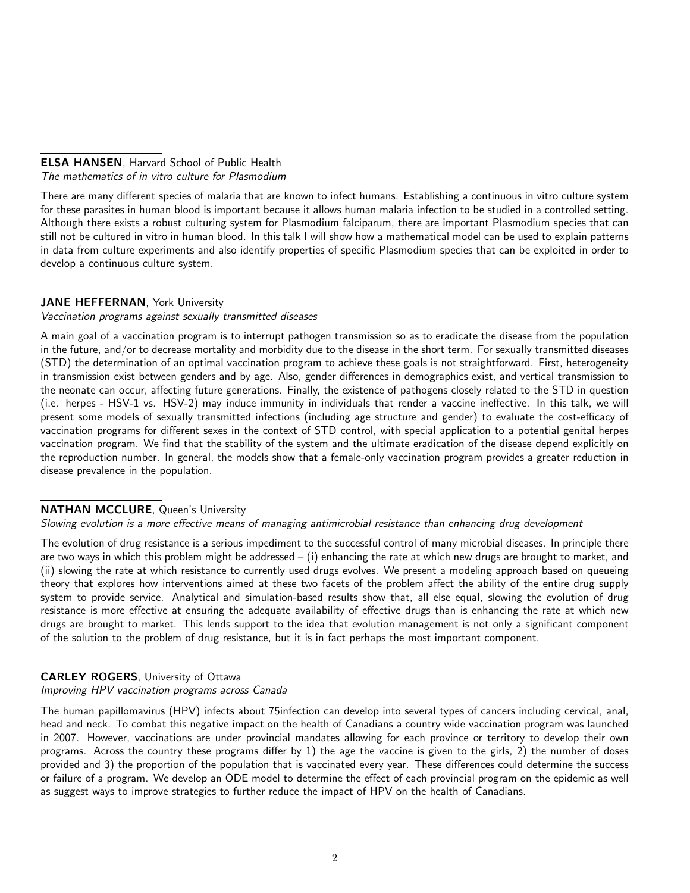**ELSA HANSEN**, Harvard School of Public Health
*The mathematics of in vitro culture for Plasmodium*

There are many different species of malaria that are known to infect humans. Establishing a continuous in vitro culture system for these parasites in human blood is important because it allows human malaria infection to be studied in a controlled setting. Although there exists a robust culturing system for Plasmodium falciparum, there are important Plasmodium species that can still not be cultured in vitro in human blood. In this talk I will show how a mathematical model can be used to explain patterns in data from culture experiments and also identify properties of specific Plasmodium species that can be exploited in order to develop a continuous culture system.

**JANE HEFFERNAN**, York University
*Vaccination programs against sexually transmitted diseases*

A main goal of a vaccination program is to interrupt pathogen transmission so as to eradicate the disease from the population in the future, and/or to decrease mortality and morbidity due to the disease in the short term. For sexually transmitted diseases (STD) the determination of an optimal vaccination program to achieve these goals is not straightforward. First, heterogeneity in transmission exist between genders and by age. Also, gender differences in demographics exist, and vertical transmission to the neonate can occur, affecting future generations. Finally, the existence of pathogens closely related to the STD in question (i.e. herpes - HSV-1 vs. HSV-2) may induce immunity in individuals that render a vaccine ineffective. In this talk, we will present some models of sexually transmitted infections (including age structure and gender) to evaluate the cost-efficacy of vaccination programs for different sexes in the context of STD control, with special application to a potential genital herpes vaccination program. We find that the stability of the system and the ultimate eradication of the disease depend explicitly on the reproduction number. In general, the models show that a female-only vaccination program provides a greater reduction in disease prevalence in the population.

**NATHAN MCCLURE**, Queen's University
*Slowing evolution is a more effective means of managing antimicrobial resistance than enhancing drug development*

The evolution of drug resistance is a serious impediment to the successful control of many microbial diseases. In principle there are two ways in which this problem might be addressed – (i) enhancing the rate at which new drugs are brought to market, and (ii) slowing the rate at which resistance to currently used drugs evolves. We present a modeling approach based on queueing theory that explores how interventions aimed at these two facets of the problem affect the ability of the entire drug supply system to provide service. Analytical and simulation-based results show that, all else equal, slowing the evolution of drug resistance is more effective at ensuring the adequate availability of effective drugs than is enhancing the rate at which new drugs are brought to market. This lends support to the idea that evolution management is not only a significant component of the solution to the problem of drug resistance, but it is in fact perhaps the most important component.

**CARLEY ROGERS**, University of Ottawa
*Improving HPV vaccination programs across Canada*

The human papillomavirus (HPV) infects about 75infection can develop into several types of cancers including cervical, anal, head and neck. To combat this negative impact on the health of Canadians a country wide vaccination program was launched in 2007. However, vaccinations are under provincial mandates allowing for each province or territory to develop their own programs. Across the country these programs differ by 1) the age the vaccine is given to the girls, 2) the number of doses provided and 3) the proportion of the population that is vaccinated every year. These differences could determine the success or failure of a program. We develop an ODE model to determine the effect of each provincial program on the epidemic as well as suggest ways to improve strategies to further reduce the impact of HPV on the health of Canadians.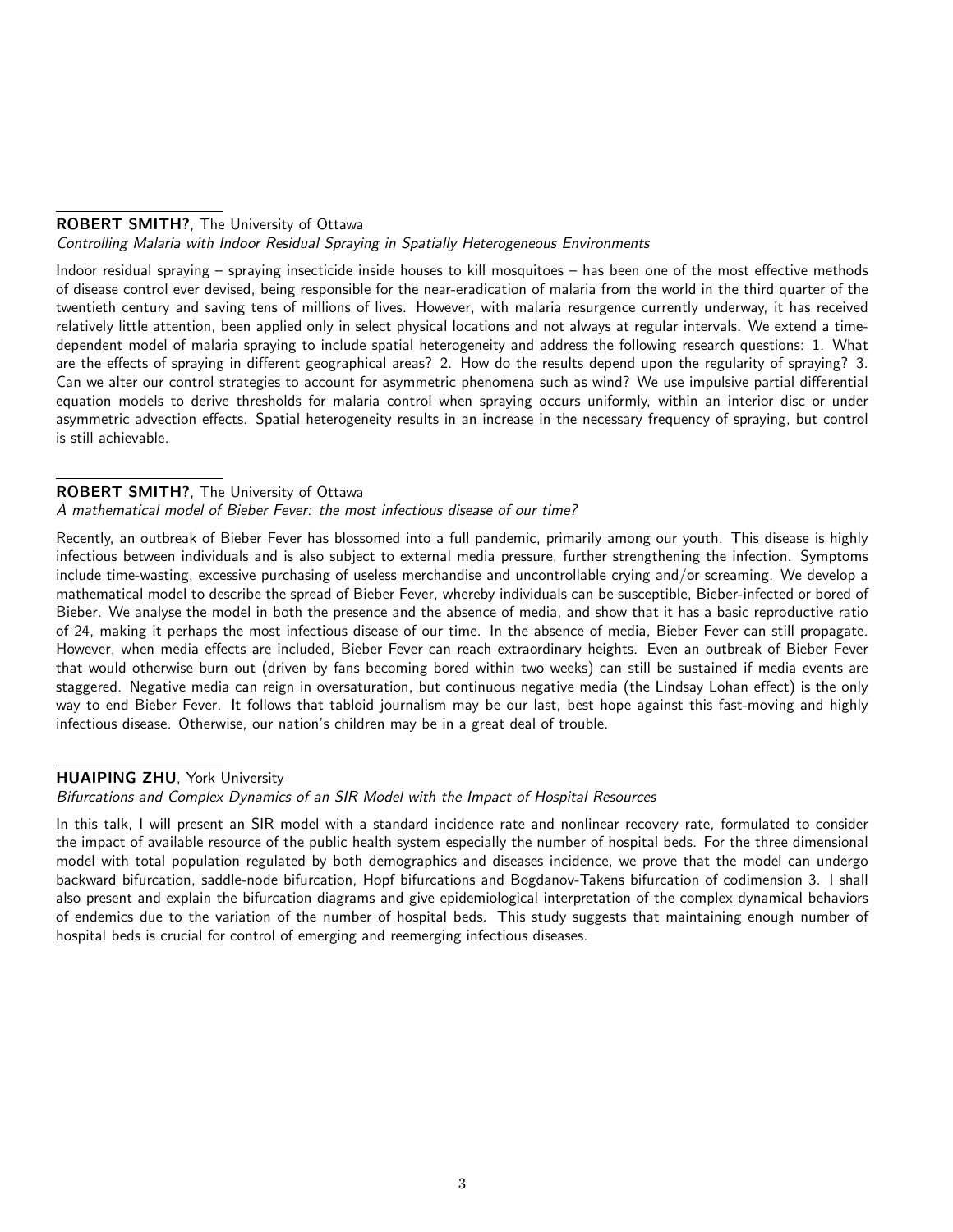**ROBERT SMITH?**, The University of Ottawa
*Controlling Malaria with Indoor Residual Spraying in Spatially Heterogeneous Environments*

Indoor residual spraying – spraying insecticide inside houses to kill mosquitoes – has been one of the most effective methods of disease control ever devised, being responsible for the near-eradication of malaria from the world in the third quarter of the twentieth century and saving tens of millions of lives. However, with malaria resurgence currently underway, it has received relatively little attention, been applied only in select physical locations and not always at regular intervals. We extend a time-dependent model of malaria spraying to include spatial heterogeneity and address the following research questions: 1. What are the effects of spraying in different geographical areas? 2. How do the results depend upon the regularity of spraying? 3. Can we alter our control strategies to account for asymmetric phenomena such as wind? We use impulsive partial differential equation models to derive thresholds for malaria control when spraying occurs uniformly, within an interior disc or under asymmetric advection effects. Spatial heterogeneity results in an increase in the necessary frequency of spraying, but control is still achievable.

**ROBERT SMITH?**, The University of Ottawa
*A mathematical model of Bieber Fever: the most infectious disease of our time?*

Recently, an outbreak of Bieber Fever has blossomed into a full pandemic, primarily among our youth. This disease is highly infectious between individuals and is also subject to external media pressure, further strengthening the infection. Symptoms include time-wasting, excessive purchasing of useless merchandise and uncontrollable crying and/or screaming. We develop a mathematical model to describe the spread of Bieber Fever, whereby individuals can be susceptible, Bieber-infected or bored of Bieber. We analyse the model in both the presence and the absence of media, and show that it has a basic reproductive ratio of 24, making it perhaps the most infectious disease of our time. In the absence of media, Bieber Fever can still propagate. However, when media effects are included, Bieber Fever can reach extraordinary heights. Even an outbreak of Bieber Fever that would otherwise burn out (driven by fans becoming bored within two weeks) can still be sustained if media events are staggered. Negative media can reign in oversaturation, but continuous negative media (the Lindsay Lohan effect) is the only way to end Bieber Fever. It follows that tabloid journalism may be our last, best hope against this fast-moving and highly infectious disease. Otherwise, our nation's children may be in a great deal of trouble.

**HUAIPING ZHU**, York University
*Bifurcations and Complex Dynamics of an SIR Model with the Impact of Hospital Resources*

In this talk, I will present an SIR model with a standard incidence rate and nonlinear recovery rate, formulated to consider the impact of available resource of the public health system especially the number of hospital beds. For the three dimensional model with total population regulated by both demographics and diseases incidence, we prove that the model can undergo backward bifurcation, saddle-node bifurcation, Hopf bifurcations and Bogdanov-Takens bifurcation of codimension 3. I shall also present and explain the bifurcation diagrams and give epidemiological interpretation of the complex dynamical behaviors of endemics due to the variation of the number of hospital beds. This study suggests that maintaining enough number of hospital beds is crucial for control of emerging and reemerging infectious diseases.